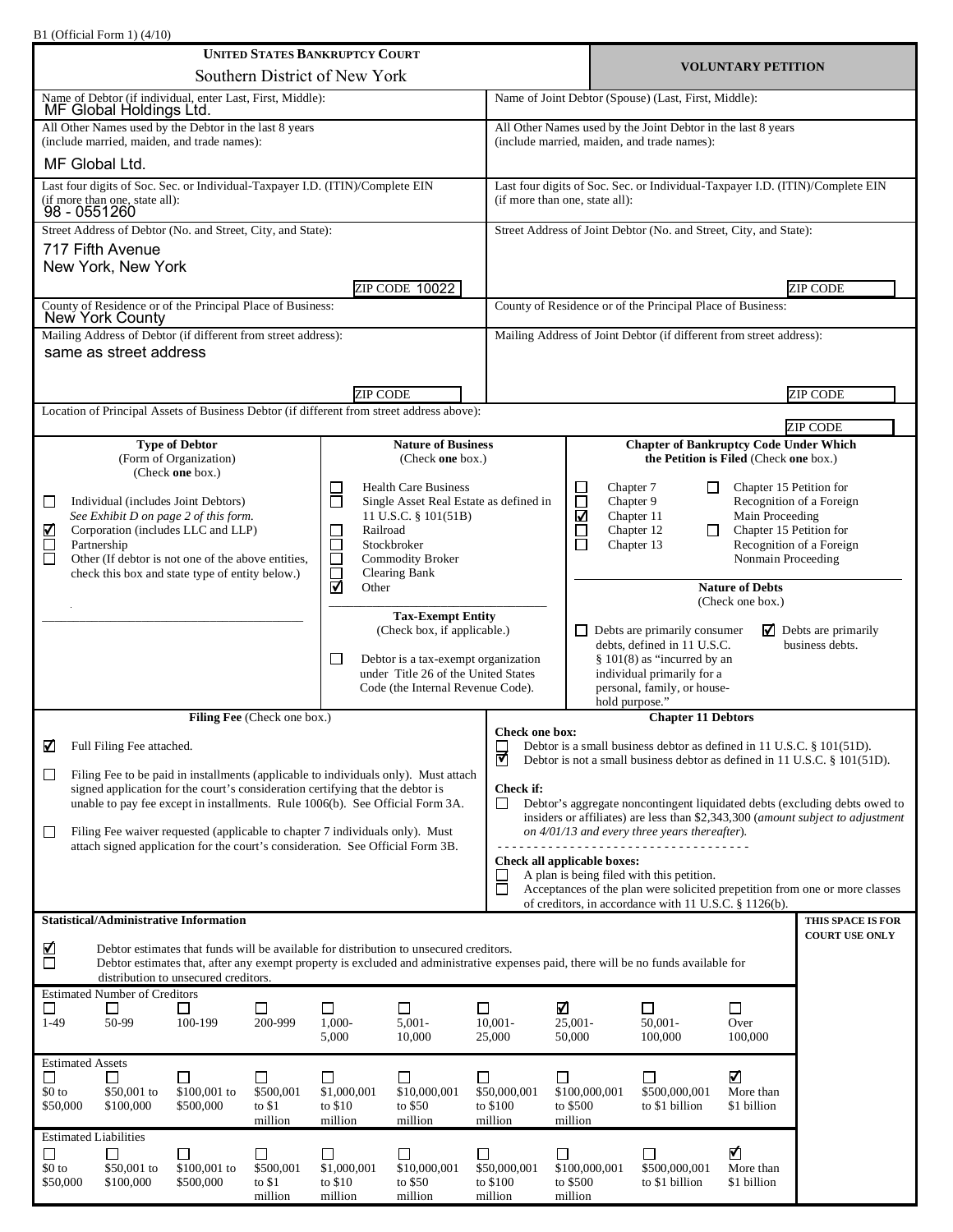B1 (Official Form 1) (4/10)

**UNITED STATES BANKRUPTCY COURT**
Southern District of New York

**VOLUNTARY PETITION**

| Debtor | Joint Debtor |
|---|---|
| Name of Debtor (if individual, enter Last, First, Middle): MF Global Holdings Ltd. | Name of Joint Debtor (Spouse) (Last, First, Middle): |
| All Other Names used by the Debtor in the last 8 years (include married, maiden, and trade names): MF Global Ltd. | All Other Names used by the Joint Debtor in the last 8 years (include married, maiden, and trade names): |
| Last four digits of Soc. Sec. or Individual-Taxpayer I.D. (ITIN)/Complete EIN (if more than one, state all): 98 - 0551260 | Last four digits of Soc. Sec. or Individual-Taxpayer I.D. (ITIN)/Complete EIN (if more than one, state all): |
| Street Address of Debtor (No. and Street, City, and State): 717 Fifth Avenue, New York, New York — ZIP CODE 10022 | Street Address of Joint Debtor (No. and Street, City, and State): — ZIP CODE |
| County of Residence or of the Principal Place of Business: New York County | County of Residence or of the Principal Place of Business: |
| Mailing Address of Debtor (if different from street address): same as street address — ZIP CODE | Mailing Address of Joint Debtor (if different from street address): — ZIP CODE |

Location of Principal Assets of Business Debtor (if different from street address above): — ZIP CODE

**Type of Debtor**
(Form of Organization)
(Check **one** box.)

- ☐ Individual (includes Joint Debtors) *See Exhibit D on page 2 of this form.*
- ☑ Corporation (includes LLC and LLP)
- ☐ Partnership
- ☐ Other (If debtor is not one of the above entities, check this box and state type of entity below.)

**Nature of Business**
(Check **one** box.)

- ☐ Health Care Business
- ☐ Single Asset Real Estate as defined in 11 U.S.C. § 101(51B)
- ☐ Railroad
- ☐ Stockbroker
- ☐ Commodity Broker
- ☐ Clearing Bank
- ☑ Other

**Tax-Exempt Entity**
(Check box, if applicable.)

- ☐ Debtor is a tax-exempt organization under Title 26 of the United States Code (the Internal Revenue Code).

**Chapter of Bankruptcy Code Under Which the Petition is Filed** (Check **one** box.)

- ☐ Chapter 7
- ☐ Chapter 9
- ☑ Chapter 11
- ☐ Chapter 12
- ☐ Chapter 13
- ☐ Chapter 15 Petition for Recognition of a Foreign Main Proceeding
- ☐ Chapter 15 Petition for Recognition of a Foreign Nonmain Proceeding

**Nature of Debts**
(Check one box.)

- ☐ Debts are primarily consumer debts, defined in 11 U.S.C. § 101(8) as "incurred by an individual primarily for a personal, family, or household purpose."
- ☑ Debts are primarily business debts.

**Filing Fee** (Check one box.)

- ☑ Full Filing Fee attached.
- ☐ Filing Fee to be paid in installments (applicable to individuals only). Must attach signed application for the court's consideration certifying that the debtor is unable to pay fee except in installments. Rule 1006(b). See Official Form 3A.
- ☐ Filing Fee waiver requested (applicable to chapter 7 individuals only). Must attach signed application for the court's consideration. See Official Form 3B.

**Chapter 11 Debtors**

**Check one box:**

- ☐ Debtor is a small business debtor as defined in 11 U.S.C. § 101(51D).
- ☑ Debtor is not a small business debtor as defined in 11 U.S.C. § 101(51D).

**Check if:**

- ☐ Debtor's aggregate noncontingent liquidated debts (excluding debts owed to insiders or affiliates) are less than $2,343,300 (*amount subject to adjustment on 4/01/13 and every three years thereafter*).

**Check all applicable boxes:**

- ☐ A plan is being filed with this petition.
- ☐ Acceptances of the plan were solicited prepetition from one or more classes of creditors, in accordance with 11 U.S.C. § 1126(b).

**Statistical/Administrative Information**

THIS SPACE IS FOR COURT USE ONLY

- ☑ Debtor estimates that funds will be available for distribution to unsecured creditors.
- ☐ Debtor estimates that, after any exempt property is excluded and administrative expenses paid, there will be no funds available for distribution to unsecured creditors.

Estimated Number of Creditors

| 1-49 | 50-99 | 100-199 | 200-999 | 1,000-5,000 | 5,001-10,000 | 10,001-25,000 | 25,001-50,000 | 50,001-100,000 | Over 100,000 |
|---|---|---|---|---|---|---|---|---|---|
| ☐ | ☐ | ☐ | ☐ | ☐ | ☐ | ☐ | ☑ | ☐ | ☐ |

Estimated Assets

| $0 to $50,000 | $50,001 to $100,000 | $100,001 to $500,000 | $500,001 to $1 million | $1,000,001 to $10 million | $10,000,001 to $50 million | $50,000,001 to $100 million | $100,000,001 to $500 million | $500,000,001 to $1 billion | More than $1 billion |
|---|---|---|---|---|---|---|---|---|---|
| ☐ | ☐ | ☐ | ☐ | ☐ | ☐ | ☐ | ☐ | ☐ | ☑ |

Estimated Liabilities

| $0 to $50,000 | $50,001 to $100,000 | $100,001 to $500,000 | $500,001 to $1 million | $1,000,001 to $10 million | $10,000,001 to $50 million | $50,000,001 to $100 million | $100,000,001 to $500 million | $500,000,001 to $1 billion | More than $1 billion |
|---|---|---|---|---|---|---|---|---|---|
| ☐ | ☐ | ☐ | ☐ | ☐ | ☐ | ☐ | ☐ | ☐ | ☑ |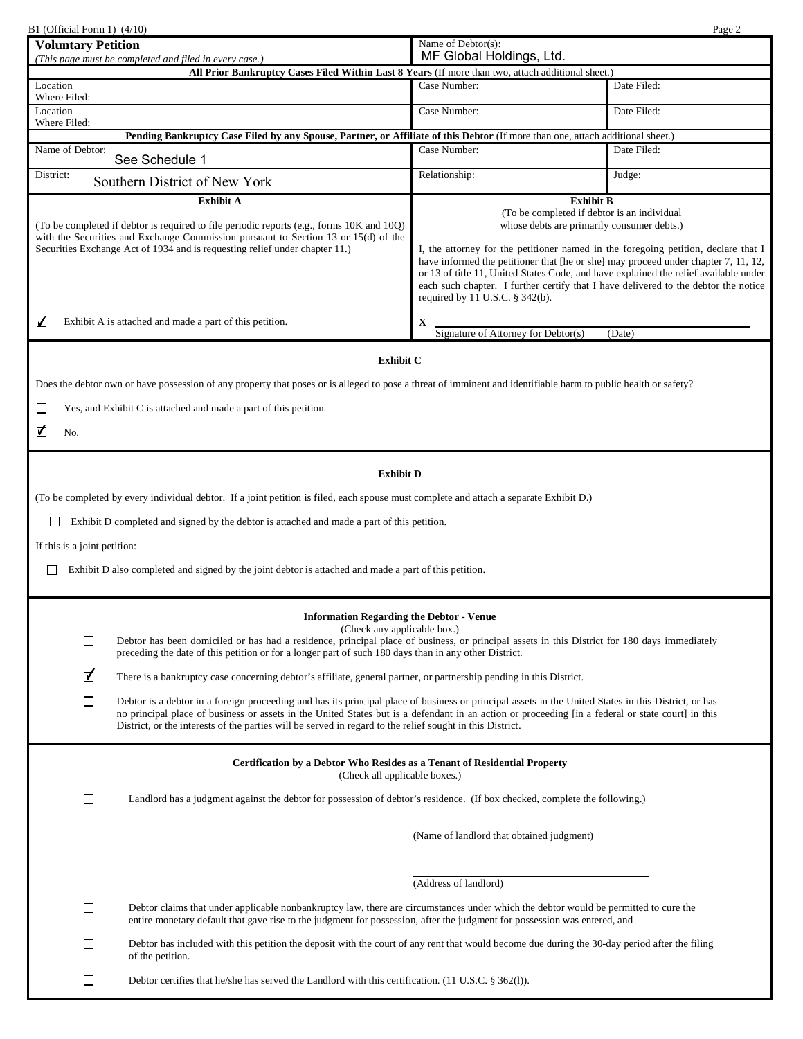B1 (Official Form 1) (4/10)

| **Voluntary Petition** *(This page must be completed and filed in every case.)* | Name of Debtor(s): MF Global Holdings, Ltd. | |
|---|---|---|
| **All Prior Bankruptcy Cases Filed Within Last 8 Years** (If more than two, attach additional sheet.) | | |
| Location Where Filed: | Case Number: | Date Filed: |
| Location Where Filed: | Case Number: | Date Filed: |
| **Pending Bankruptcy Case Filed by any Spouse, Partner, or Affiliate of this Debtor** (If more than one, attach additional sheet.) | | |
| Name of Debtor: See Schedule 1 | Case Number: | Date Filed: |
| District: Southern District of New York | Relationship: | Judge: |

**Exhibit A**

(To be completed if debtor is required to file periodic reports (e.g., forms 10K and 10Q) with the Securities and Exchange Commission pursuant to Section 13 or 15(d) of the Securities Exchange Act of 1934 and is requesting relief under chapter 11.)

☑ Exhibit A is attached and made a part of this petition.

**Exhibit B**

(To be completed if debtor is an individual whose debts are primarily consumer debts.)

I, the attorney for the petitioner named in the foregoing petition, declare that I have informed the petitioner that [he or she] may proceed under chapter 7, 11, 12, or 13 of title 11, United States Code, and have explained the relief available under each such chapter. I further certify that I have delivered to the debtor the notice required by 11 U.S.C. § 342(b).

X ______________________________
Signature of Attorney for Debtor(s) (Date)

**Exhibit C**

Does the debtor own or have possession of any property that poses or is alleged to pose a threat of imminent and identifiable harm to public health or safety?

☐ Yes, and Exhibit C is attached and made a part of this petition.

☑ No.

**Exhibit D**

(To be completed by every individual debtor. If a joint petition is filed, each spouse must complete and attach a separate Exhibit D.)

☐ Exhibit D completed and signed by the debtor is attached and made a part of this petition.

If this is a joint petition:

☐ Exhibit D also completed and signed by the joint debtor is attached and made a part of this petition.

**Information Regarding the Debtor - Venue**

(Check any applicable box.)

☐ Debtor has been domiciled or has had a residence, principal place of business, or principal assets in this District for 180 days immediately preceding the date of this petition or for a longer part of such 180 days than in any other District.

☑ There is a bankruptcy case concerning debtor's affiliate, general partner, or partnership pending in this District.

☐ Debtor is a debtor in a foreign proceeding and has its principal place of business or principal assets in the United States in this District, or has no principal place of business or assets in the United States but is a defendant in an action or proceeding [in a federal or state court] in this District, or the interests of the parties will be served in regard to the relief sought in this District.

**Certification by a Debtor Who Resides as a Tenant of Residential Property**

(Check all applicable boxes.)

☐ Landlord has a judgment against the debtor for possession of debtor's residence. (If box checked, complete the following.)

______________________________
(Name of landlord that obtained judgment)

______________________________
(Address of landlord)

☐ Debtor claims that under applicable nonbankruptcy law, there are circumstances under which the debtor would be permitted to cure the entire monetary default that gave rise to the judgment for possession, after the judgment for possession was entered, and

☐ Debtor has included with this petition the deposit with the court of any rent that would become due during the 30-day period after the filing of the petition.

☐ Debtor certifies that he/she has served the Landlord with this certification. (11 U.S.C. § 362(l)).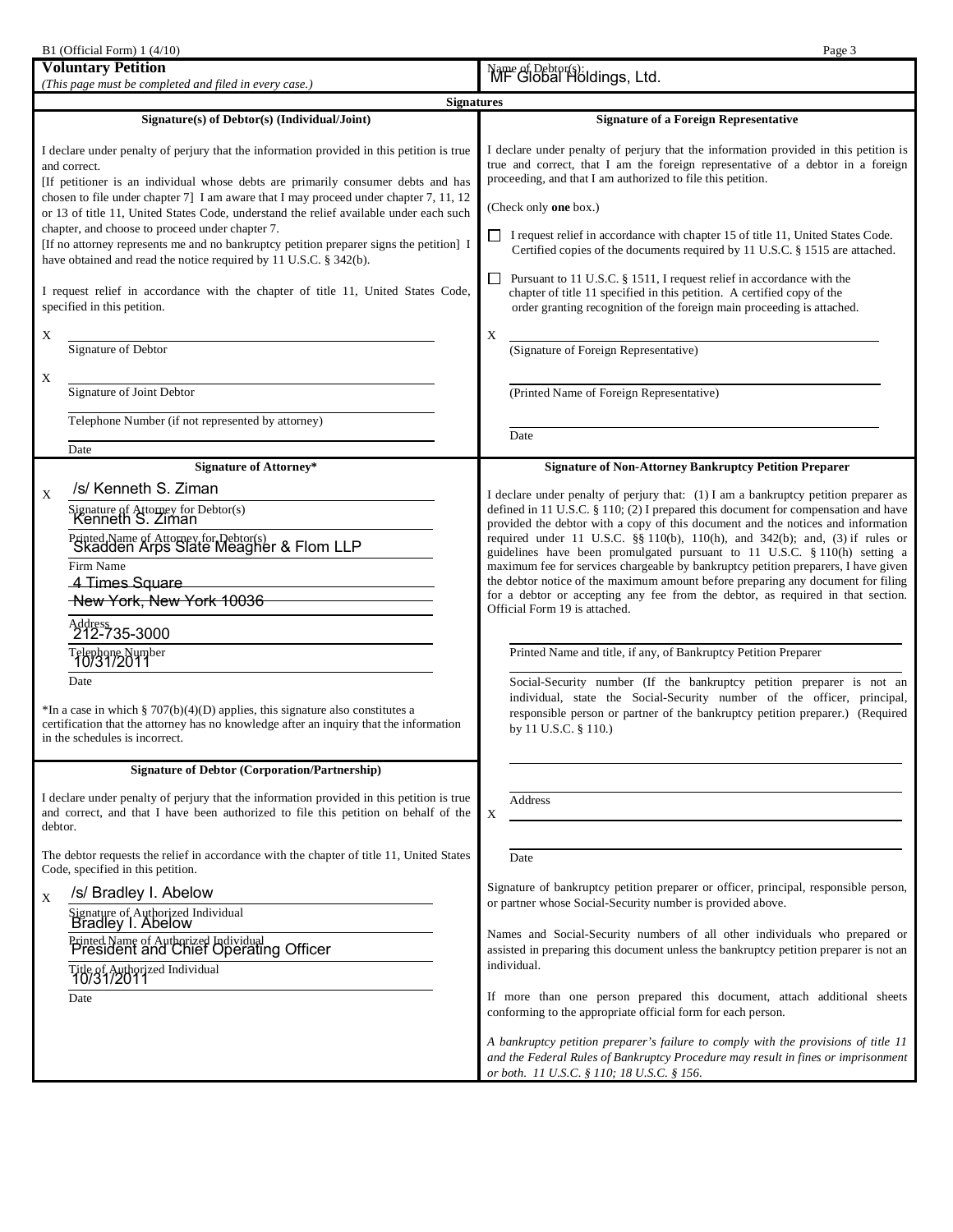B1 (Official Form) 1 (4/10)

**Voluntary Petition**

*(This page must be completed and filed in every case.)*

Name of Debtor(s): MF Global Holdings, Ltd.

## Signatures

### Signature(s) of Debtor(s) (Individual/Joint)

I declare under penalty of perjury that the information provided in this petition is true and correct.

[If petitioner is an individual whose debts are primarily consumer debts and has chosen to file under chapter 7] I am aware that I may proceed under chapter 7, 11, 12 or 13 of title 11, United States Code, understand the relief available under each such chapter, and choose to proceed under chapter 7.

[If no attorney represents me and no bankruptcy petition preparer signs the petition] I have obtained and read the notice required by 11 U.S.C. § 342(b).

I request relief in accordance with the chapter of title 11, United States Code, specified in this petition.

X ______________________________
Signature of Debtor

X ______________________________
Signature of Joint Debtor

______________________________
Telephone Number (if not represented by attorney)

______________________________
Date

### Signature of Attorney*

X /s/ Kenneth S. Ziman
Signature of Attorney for Debtor(s)

Kenneth S. Ziman
Printed Name of Attorney for Debtor(s)

Skadden Arps Slate Meagher & Flom LLP
Firm Name

4 Times Square
New York, New York 10036
Address

212-735-3000
Telephone Number

10/31/2011
Date

*In a case in which § 707(b)(4)(D) applies, this signature also constitutes a certification that the attorney has no knowledge after an inquiry that the information in the schedules is incorrect.

### Signature of Debtor (Corporation/Partnership)

I declare under penalty of perjury that the information provided in this petition is true and correct, and that I have been authorized to file this petition on behalf of the debtor.

The debtor requests the relief in accordance with the chapter of title 11, United States Code, specified in this petition.

X /s/ Bradley I. Abelow
Signature of Authorized Individual

Bradley I. Abelow
Printed Name of Authorized Individual

President and Chief Operating Officer
Title of Authorized Individual

10/31/2011
Date

### Signature of a Foreign Representative

I declare under penalty of perjury that the information provided in this petition is true and correct, that I am the foreign representative of a debtor in a foreign proceeding, and that I am authorized to file this petition.

(Check only **one** box.)

☐ I request relief in accordance with chapter 15 of title 11, United States Code. Certified copies of the documents required by 11 U.S.C. § 1515 are attached.

☐ Pursuant to 11 U.S.C. § 1511, I request relief in accordance with the chapter of title 11 specified in this petition. A certified copy of the order granting recognition of the foreign main proceeding is attached.

X ______________________________
(Signature of Foreign Representative)

______________________________
(Printed Name of Foreign Representative)

______________________________
Date

### Signature of Non-Attorney Bankruptcy Petition Preparer

I declare under penalty of perjury that: (1) I am a bankruptcy petition preparer as defined in 11 U.S.C. § 110; (2) I prepared this document for compensation and have provided the debtor with a copy of this document and the notices and information required under 11 U.S.C. §§ 110(b), 110(h), and 342(b); and, (3) if rules or guidelines have been promulgated pursuant to 11 U.S.C. § 110(h) setting a maximum fee for services chargeable by bankruptcy petition preparers, I have given the debtor notice of the maximum amount before preparing any document for filing for a debtor or accepting any fee from the debtor, as required in that section. Official Form 19 is attached.

______________________________
Printed Name and title, if any, of Bankruptcy Petition Preparer

______________________________
Social-Security number (If the bankruptcy petition preparer is not an individual, state the Social-Security number of the officer, principal, responsible person or partner of the bankruptcy petition preparer.) (Required by 11 U.S.C. § 110.)

______________________________
Address

X ______________________________

______________________________
Date

Signature of bankruptcy petition preparer or officer, principal, responsible person, or partner whose Social-Security number is provided above.

Names and Social-Security numbers of all other individuals who prepared or assisted in preparing this document unless the bankruptcy petition preparer is not an individual.

If more than one person prepared this document, attach additional sheets conforming to the appropriate official form for each person.

*A bankruptcy petition preparer's failure to comply with the provisions of title 11 and the Federal Rules of Bankruptcy Procedure may result in fines or imprisonment or both. 11 U.S.C. § 110; 18 U.S.C. § 156.*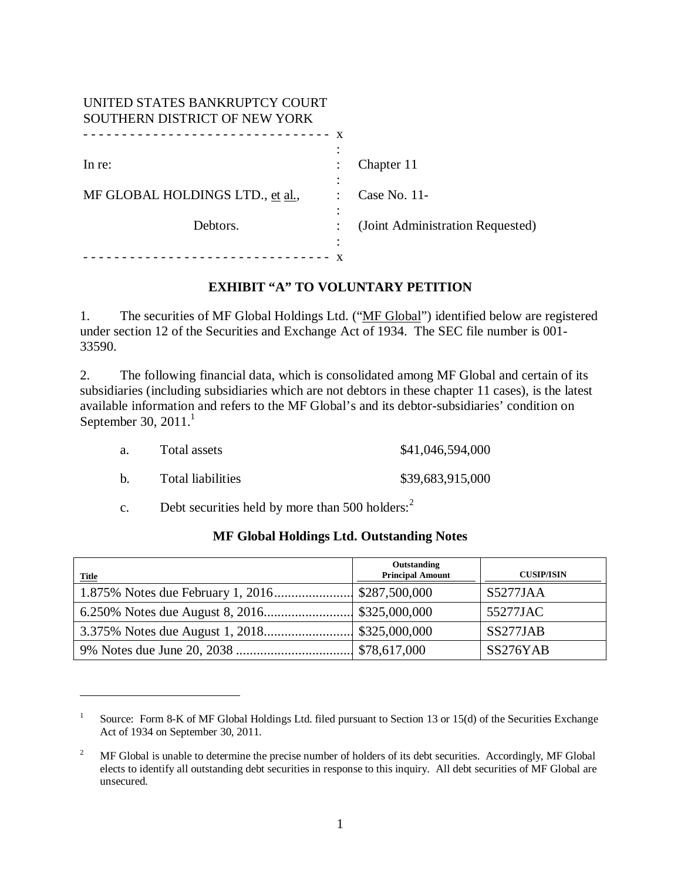UNITED STATES BANKRUPTCY COURT
SOUTHERN DISTRICT OF NEW YORK

| | | |
|---|---|---|
| In re: | : | Chapter 11 |
| MF GLOBAL HOLDINGS LTD., et al., | : | Case No. 11- |
| Debtors. | : | (Joint Administration Requested) |

## EXHIBIT "A" TO VOLUNTARY PETITION

1. The securities of MF Global Holdings Ltd. ("MF Global") identified below are registered under section 12 of the Securities and Exchange Act of 1934. The SEC file number is 001-33590.

2. The following financial data, which is consolidated among MF Global and certain of its subsidiaries (including subsidiaries which are not debtors in these chapter 11 cases), is the latest available information and refers to the MF Global's and its debtor-subsidiaries' condition on September 30, 2011.[1]

a. Total assets $41,046,594,000

b. Total liabilities $39,683,915,000

c. Debt securities held by more than 500 holders:[2]

**MF Global Holdings Ltd. Outstanding Notes**

| Title | Outstanding Principal Amount | CUSIP/ISIN |
|---|---|---|
| 1.875% Notes due February 1, 2016 | $287,500,000 | S5277JAA |
| 6.250% Notes due August 8, 2016 | $325,000,000 | 55277JAC |
| 3.375% Notes due August 1, 2018 | $325,000,000 | SS277JAB |
| 9% Notes due June 20, 2038 | $78,617,000 | SS276YAB |

[1] Source: Form 8-K of MF Global Holdings Ltd. filed pursuant to Section 13 or 15(d) of the Securities Exchange Act of 1934 on September 30, 2011.

[2] MF Global is unable to determine the precise number of holders of its debt securities. Accordingly, MF Global elects to identify all outstanding debt securities in response to this inquiry. All debt securities of MF Global are unsecured.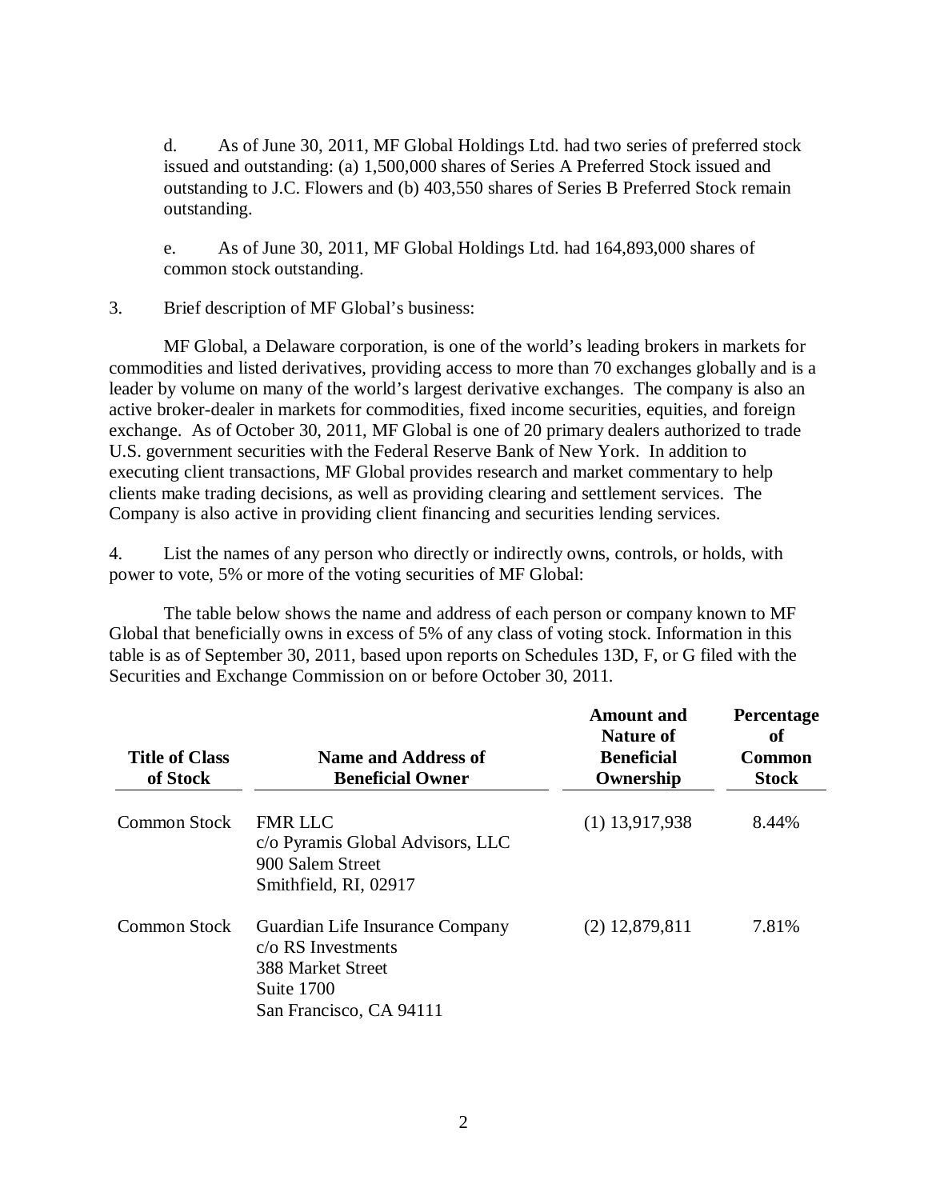d. As of June 30, 2011, MF Global Holdings Ltd. had two series of preferred stock issued and outstanding: (a) 1,500,000 shares of Series A Preferred Stock issued and outstanding to J.C. Flowers and (b) 403,550 shares of Series B Preferred Stock remain outstanding.

e. As of June 30, 2011, MF Global Holdings Ltd. had 164,893,000 shares of common stock outstanding.

3. Brief description of MF Global's business:

MF Global, a Delaware corporation, is one of the world's leading brokers in markets for commodities and listed derivatives, providing access to more than 70 exchanges globally and is a leader by volume on many of the world's largest derivative exchanges. The company is also an active broker-dealer in markets for commodities, fixed income securities, equities, and foreign exchange. As of October 30, 2011, MF Global is one of 20 primary dealers authorized to trade U.S. government securities with the Federal Reserve Bank of New York. In addition to executing client transactions, MF Global provides research and market commentary to help clients make trading decisions, as well as providing clearing and settlement services. The Company is also active in providing client financing and securities lending services.

4. List the names of any person who directly or indirectly owns, controls, or holds, with power to vote, 5% or more of the voting securities of MF Global:

The table below shows the name and address of each person or company known to MF Global that beneficially owns in excess of 5% of any class of voting stock. Information in this table is as of September 30, 2011, based upon reports on Schedules 13D, F, or G filed with the Securities and Exchange Commission on or before October 30, 2011.

| Title of Class of Stock | Name and Address of Beneficial Owner | Amount and Nature of Beneficial Ownership | Percentage of Common Stock |
|---|---|---|---|
| Common Stock | FMR LLC<br>c/o Pyramis Global Advisors, LLC<br>900 Salem Street<br>Smithfield, RI, 02917 | (1) 13,917,938 | 8.44% |
| Common Stock | Guardian Life Insurance Company<br>c/o RS Investments<br>388 Market Street<br>Suite 1700<br>San Francisco, CA 94111 | (2) 12,879,811 | 7.81% |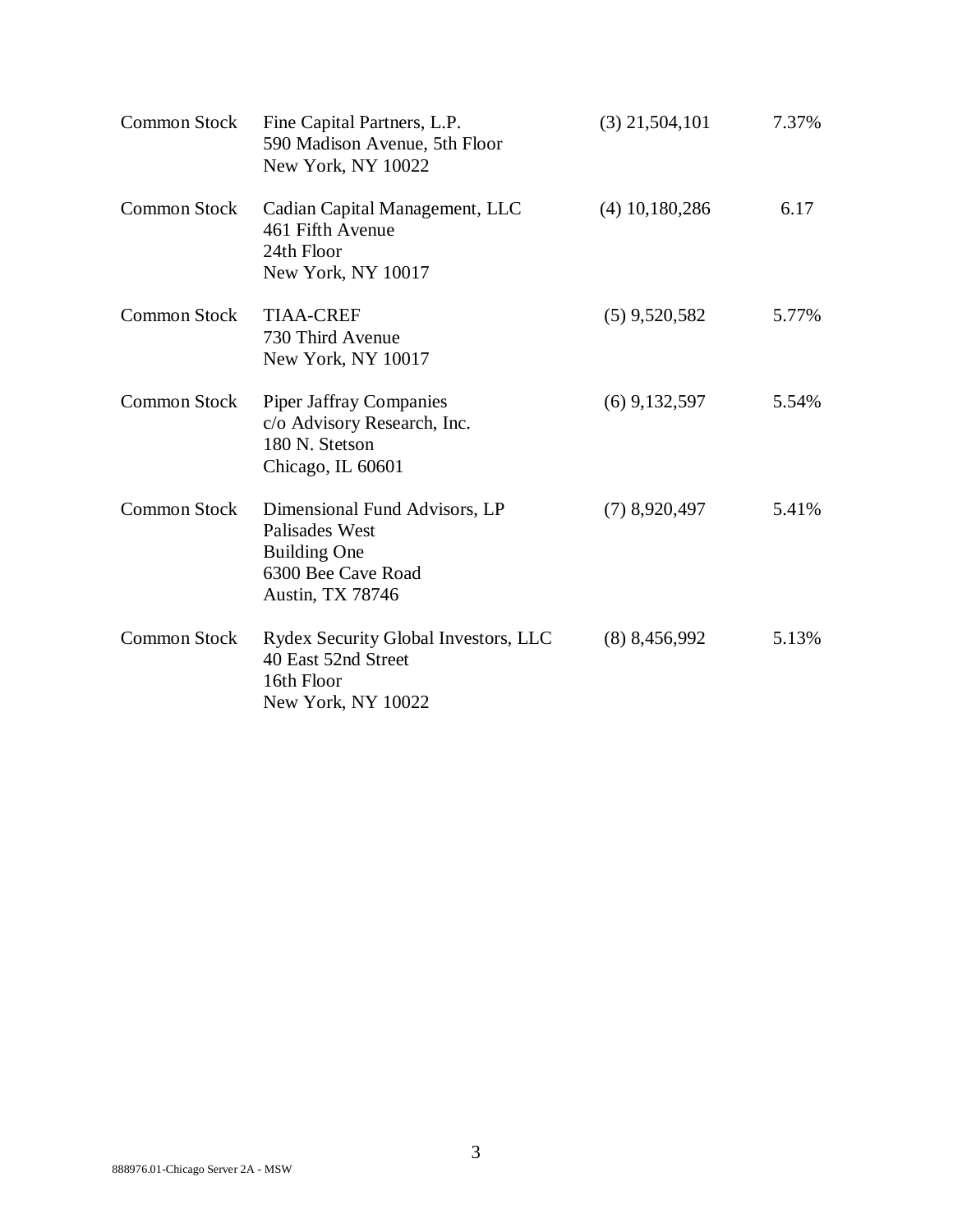| | | | |
|---|---|---|---|
| Common Stock | Fine Capital Partners, L.P.<br>590 Madison Avenue, 5th Floor<br>New York, NY 10022 | (3) 21,504,101 | 7.37% |
| Common Stock | Cadian Capital Management, LLC<br>461 Fifth Avenue<br>24th Floor<br>New York, NY 10017 | (4) 10,180,286 | 6.17 |
| Common Stock | TIAA-CREF<br>730 Third Avenue<br>New York, NY 10017 | (5) 9,520,582 | 5.77% |
| Common Stock | Piper Jaffray Companies<br>c/o Advisory Research, Inc.<br>180 N. Stetson<br>Chicago, IL 60601 | (6) 9,132,597 | 5.54% |
| Common Stock | Dimensional Fund Advisors, LP<br>Palisades West<br>Building One<br>6300 Bee Cave Road<br>Austin, TX 78746 | (7) 8,920,497 | 5.41% |
| Common Stock | Rydex Security Global Investors, LLC<br>40 East 52nd Street<br>16th Floor<br>New York, NY 10022 | (8) 8,456,992 | 5.13% |

888976.01-Chicago Server 2A - MSW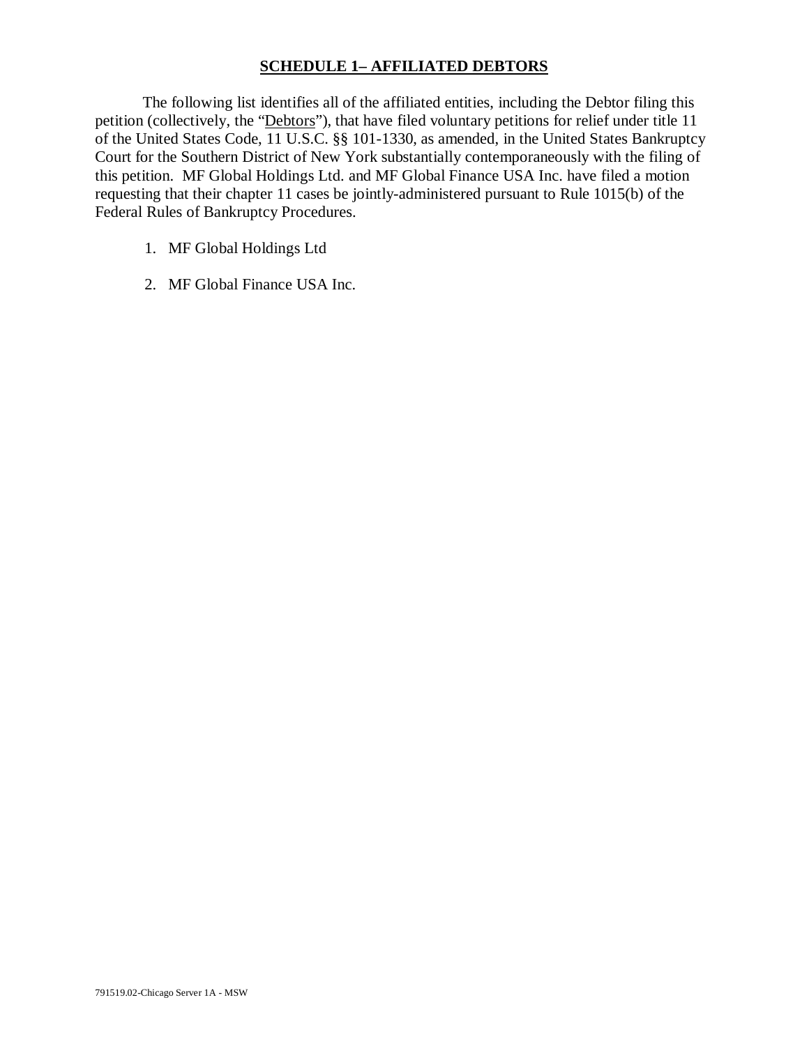## SCHEDULE 1– AFFILIATED DEBTORS

The following list identifies all of the affiliated entities, including the Debtor filing this petition (collectively, the "Debtors"), that have filed voluntary petitions for relief under title 11 of the United States Code, 11 U.S.C. §§ 101-1330, as amended, in the United States Bankruptcy Court for the Southern District of New York substantially contemporaneously with the filing of this petition. MF Global Holdings Ltd. and MF Global Finance USA Inc. have filed a motion requesting that their chapter 11 cases be jointly-administered pursuant to Rule 1015(b) of the Federal Rules of Bankruptcy Procedures.

1. MF Global Holdings Ltd
2. MF Global Finance USA Inc.

791519.02-Chicago Server 1A - MSW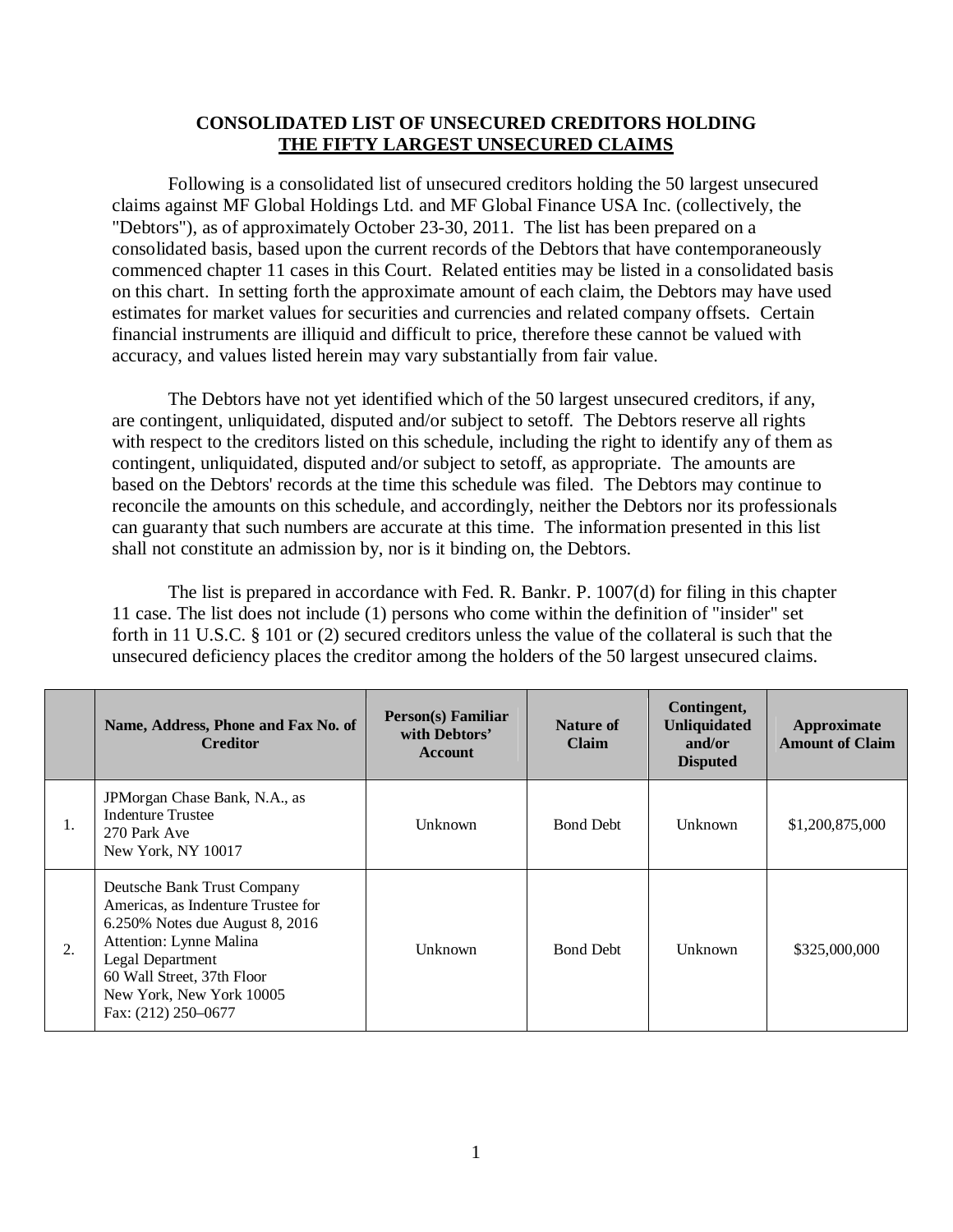## CONSOLIDATED LIST OF UNSECURED CREDITORS HOLDING THE FIFTY LARGEST UNSECURED CLAIMS

Following is a consolidated list of unsecured creditors holding the 50 largest unsecured claims against MF Global Holdings Ltd. and MF Global Finance USA Inc. (collectively, the "Debtors"), as of approximately October 23-30, 2011. The list has been prepared on a consolidated basis, based upon the current records of the Debtors that have contemporaneously commenced chapter 11 cases in this Court. Related entities may be listed in a consolidated basis on this chart. In setting forth the approximate amount of each claim, the Debtors may have used estimates for market values for securities and currencies and related company offsets. Certain financial instruments are illiquid and difficult to price, therefore these cannot be valued with accuracy, and values listed herein may vary substantially from fair value.

The Debtors have not yet identified which of the 50 largest unsecured creditors, if any, are contingent, unliquidated, disputed and/or subject to setoff. The Debtors reserve all rights with respect to the creditors listed on this schedule, including the right to identify any of them as contingent, unliquidated, disputed and/or subject to setoff, as appropriate. The amounts are based on the Debtors' records at the time this schedule was filed. The Debtors may continue to reconcile the amounts on this schedule, and accordingly, neither the Debtors nor its professionals can guaranty that such numbers are accurate at this time. The information presented in this list shall not constitute an admission by, nor is it binding on, the Debtors.

The list is prepared in accordance with Fed. R. Bankr. P. 1007(d) for filing in this chapter 11 case. The list does not include (1) persons who come within the definition of "insider" set forth in 11 U.S.C. § 101 or (2) secured creditors unless the value of the collateral is such that the unsecured deficiency places the creditor among the holders of the 50 largest unsecured claims.

| | Name, Address, Phone and Fax No. of Creditor | Person(s) Familiar with Debtors' Account | Nature of Claim | Contingent, Unliquidated and/or Disputed | Approximate Amount of Claim |
|---|---|---|---|---|---|
| 1. | JPMorgan Chase Bank, N.A., as Indenture Trustee<br>270 Park Ave<br>New York, NY 10017 | Unknown | Bond Debt | Unknown | $1,200,875,000 |
| 2. | Deutsche Bank Trust Company Americas, as Indenture Trustee for 6.250% Notes due August 8, 2016<br>Attention: Lynne Malina<br>Legal Department<br>60 Wall Street, 37th Floor<br>New York, New York 10005<br>Fax: (212) 250–0677 | Unknown | Bond Debt | Unknown | $325,000,000 |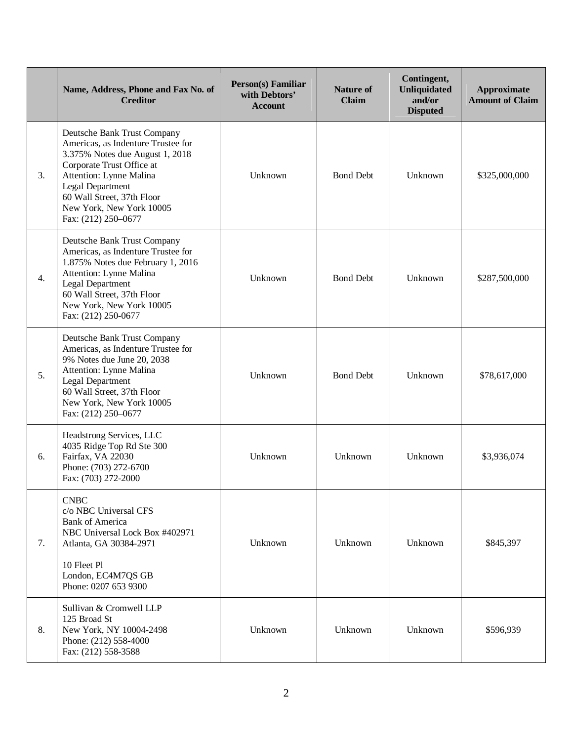| | Name, Address, Phone and Fax No. of Creditor | Person(s) Familiar with Debtors' Account | Nature of Claim | Contingent, Unliquidated and/or Disputed | Approximate Amount of Claim |
|---|---|---|---|---|---|
| 3. | Deutsche Bank Trust Company Americas, as Indenture Trustee for 3.375% Notes due August 1, 2018<br>Corporate Trust Office at<br>Attention: Lynne Malina<br>Legal Department<br>60 Wall Street, 37th Floor<br>New York, New York 10005<br>Fax: (212) 250–0677 | Unknown | Bond Debt | Unknown | $325,000,000 |
| 4. | Deutsche Bank Trust Company Americas, as Indenture Trustee for 1.875% Notes due February 1, 2016<br>Attention: Lynne Malina<br>Legal Department<br>60 Wall Street, 37th Floor<br>New York, New York 10005<br>Fax: (212) 250-0677 | Unknown | Bond Debt | Unknown | $287,500,000 |
| 5. | Deutsche Bank Trust Company Americas, as Indenture Trustee for 9% Notes due June 20, 2038<br>Attention: Lynne Malina<br>Legal Department<br>60 Wall Street, 37th Floor<br>New York, New York 10005<br>Fax: (212) 250–0677 | Unknown | Bond Debt | Unknown | $78,617,000 |
| 6. | Headstrong Services, LLC<br>4035 Ridge Top Rd Ste 300<br>Fairfax, VA 22030<br>Phone: (703) 272-6700<br>Fax: (703) 272-2000 | Unknown | Unknown | Unknown | $3,936,074 |
| 7. | CNBC<br>c/o NBC Universal CFS<br>Bank of America<br>NBC Universal Lock Box #402971<br>Atlanta, GA 30384-2971<br><br>10 Fleet Pl<br>London, EC4M7QS GB<br>Phone: 0207 653 9300 | Unknown | Unknown | Unknown | $845,397 |
| 8. | Sullivan & Cromwell LLP<br>125 Broad St<br>New York, NY 10004-2498<br>Phone: (212) 558-4000<br>Fax: (212) 558-3588 | Unknown | Unknown | Unknown | $596,939 |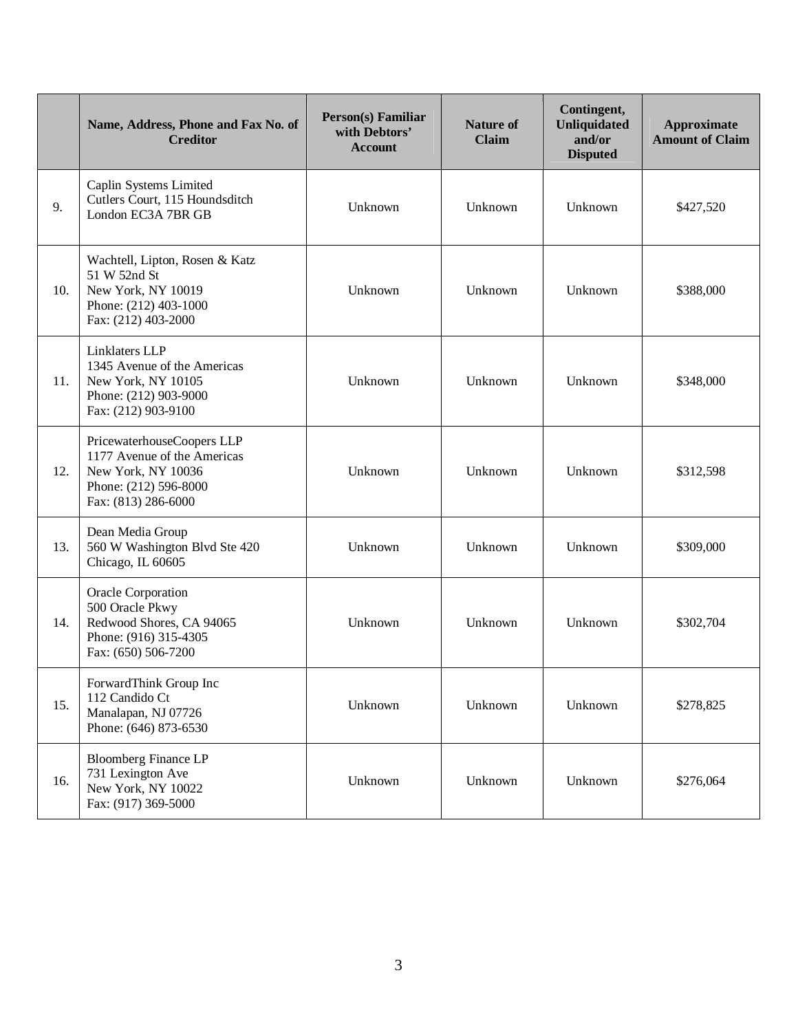| | Name, Address, Phone and Fax No. of Creditor | Person(s) Familiar with Debtors' Account | Nature of Claim | Contingent, Unliquidated and/or Disputed | Approximate Amount of Claim |
|---|---|---|---|---|---|
| 9. | Caplin Systems Limited<br>Cutlers Court, 115 Houndsditch<br>London EC3A 7BR GB | Unknown | Unknown | Unknown | $427,520 |
| 10. | Wachtell, Lipton, Rosen & Katz<br>51 W 52nd St<br>New York, NY 10019<br>Phone: (212) 403-1000<br>Fax: (212) 403-2000 | Unknown | Unknown | Unknown | $388,000 |
| 11. | Linklaters LLP<br>1345 Avenue of the Americas<br>New York, NY 10105<br>Phone: (212) 903-9000<br>Fax: (212) 903-9100 | Unknown | Unknown | Unknown | $348,000 |
| 12. | PricewaterhouseCoopers LLP<br>1177 Avenue of the Americas<br>New York, NY 10036<br>Phone: (212) 596-8000<br>Fax: (813) 286-6000 | Unknown | Unknown | Unknown | $312,598 |
| 13. | Dean Media Group<br>560 W Washington Blvd Ste 420<br>Chicago, IL 60605 | Unknown | Unknown | Unknown | $309,000 |
| 14. | Oracle Corporation<br>500 Oracle Pkwy<br>Redwood Shores, CA 94065<br>Phone: (916) 315-4305<br>Fax: (650) 506-7200 | Unknown | Unknown | Unknown | $302,704 |
| 15. | ForwardThink Group Inc<br>112 Candido Ct<br>Manalapan, NJ 07726<br>Phone: (646) 873-6530 | Unknown | Unknown | Unknown | $278,825 |
| 16. | Bloomberg Finance LP<br>731 Lexington Ave<br>New York, NY 10022<br>Fax: (917) 369-5000 | Unknown | Unknown | Unknown | $276,064 |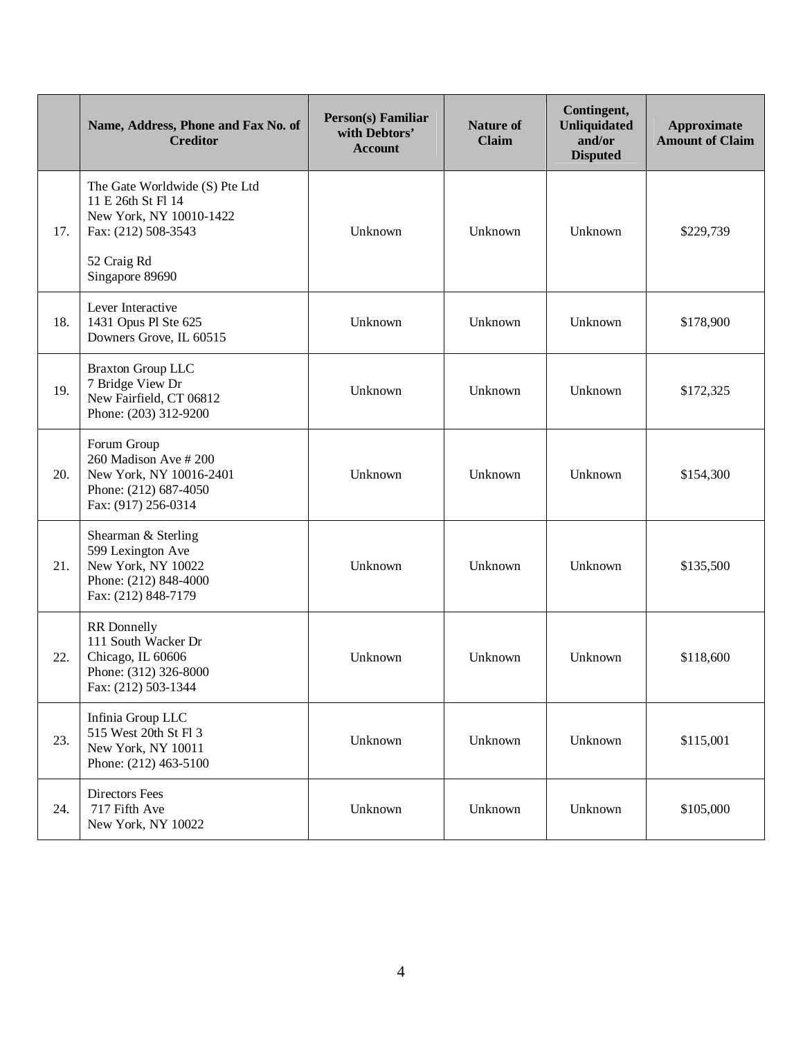| | Name, Address, Phone and Fax No. of Creditor | Person(s) Familiar with Debtors' Account | Nature of Claim | Contingent, Unliquidated and/or Disputed | Approximate Amount of Claim |
|---|---|---|---|---|---|
| 17. | The Gate Worldwide (S) Pte Ltd<br>11 E 26th St Fl 14<br>New York, NY 10010-1422<br>Fax: (212) 508-3543<br><br>52 Craig Rd<br>Singapore 89690 | Unknown | Unknown | Unknown | $229,739 |
| 18. | Lever Interactive<br>1431 Opus Pl Ste 625<br>Downers Grove, IL 60515 | Unknown | Unknown | Unknown | $178,900 |
| 19. | Braxton Group LLC<br>7 Bridge View Dr<br>New Fairfield, CT 06812<br>Phone: (203) 312-9200 | Unknown | Unknown | Unknown | $172,325 |
| 20. | Forum Group<br>260 Madison Ave # 200<br>New York, NY 10016-2401<br>Phone: (212) 687-4050<br>Fax: (917) 256-0314 | Unknown | Unknown | Unknown | $154,300 |
| 21. | Shearman & Sterling<br>599 Lexington Ave<br>New York, NY 10022<br>Phone: (212) 848-4000<br>Fax: (212) 848-7179 | Unknown | Unknown | Unknown | $135,500 |
| 22. | RR Donnelly<br>111 South Wacker Dr<br>Chicago, IL 60606<br>Phone: (312) 326-8000<br>Fax: (212) 503-1344 | Unknown | Unknown | Unknown | $118,600 |
| 23. | Infinia Group LLC<br>515 West 20th St Fl 3<br>New York, NY 10011<br>Phone: (212) 463-5100 | Unknown | Unknown | Unknown | $115,001 |
| 24. | Directors Fees<br>717 Fifth Ave<br>New York, NY 10022 | Unknown | Unknown | Unknown | $105,000 |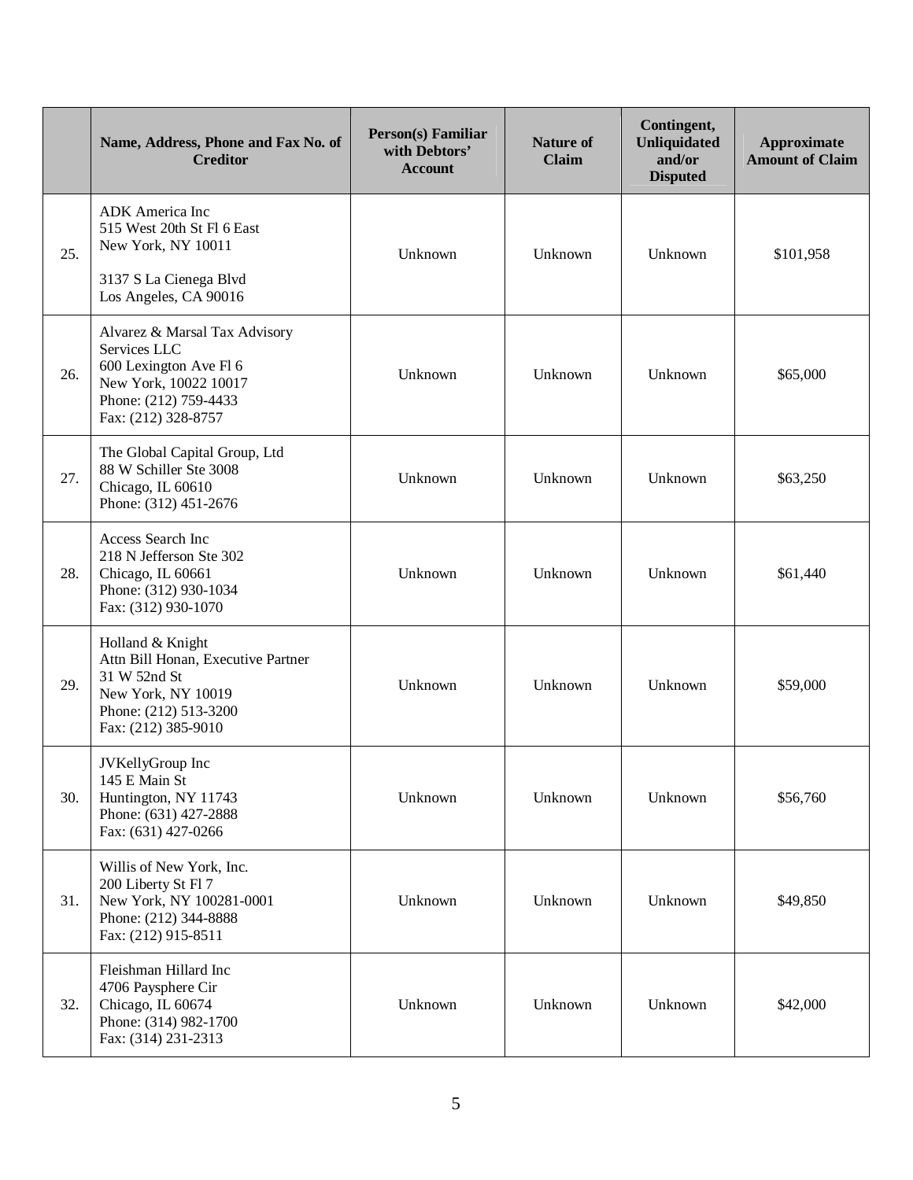| | Name, Address, Phone and Fax No. of Creditor | Person(s) Familiar with Debtors' Account | Nature of Claim | Contingent, Unliquidated and/or Disputed | Approximate Amount of Claim |
|---|---|---|---|---|---|
| 25. | ADK America Inc<br>515 West 20th St Fl 6 East<br>New York, NY 10011<br><br>3137 S La Cienega Blvd<br>Los Angeles, CA 90016 | Unknown | Unknown | Unknown | $101,958 |
| 26. | Alvarez & Marsal Tax Advisory Services LLC<br>600 Lexington Ave Fl 6<br>New York, 10022 10017<br>Phone: (212) 759-4433<br>Fax: (212) 328-8757 | Unknown | Unknown | Unknown | $65,000 |
| 27. | The Global Capital Group, Ltd<br>88 W Schiller Ste 3008<br>Chicago, IL 60610<br>Phone: (312) 451-2676 | Unknown | Unknown | Unknown | $63,250 |
| 28. | Access Search Inc<br>218 N Jefferson Ste 302<br>Chicago, IL 60661<br>Phone: (312) 930-1034<br>Fax: (312) 930-1070 | Unknown | Unknown | Unknown | $61,440 |
| 29. | Holland & Knight<br>Attn Bill Honan, Executive Partner<br>31 W 52nd St<br>New York, NY 10019<br>Phone: (212) 513-3200<br>Fax: (212) 385-9010 | Unknown | Unknown | Unknown | $59,000 |
| 30. | JVKellyGroup Inc<br>145 E Main St<br>Huntington, NY 11743<br>Phone: (631) 427-2888<br>Fax: (631) 427-0266 | Unknown | Unknown | Unknown | $56,760 |
| 31. | Willis of New York, Inc.<br>200 Liberty St Fl 7<br>New York, NY 100281-0001<br>Phone: (212) 344-8888<br>Fax: (212) 915-8511 | Unknown | Unknown | Unknown | $49,850 |
| 32. | Fleishman Hillard Inc<br>4706 Paysphere Cir<br>Chicago, IL 60674<br>Phone: (314) 982-1700<br>Fax: (314) 231-2313 | Unknown | Unknown | Unknown | $42,000 |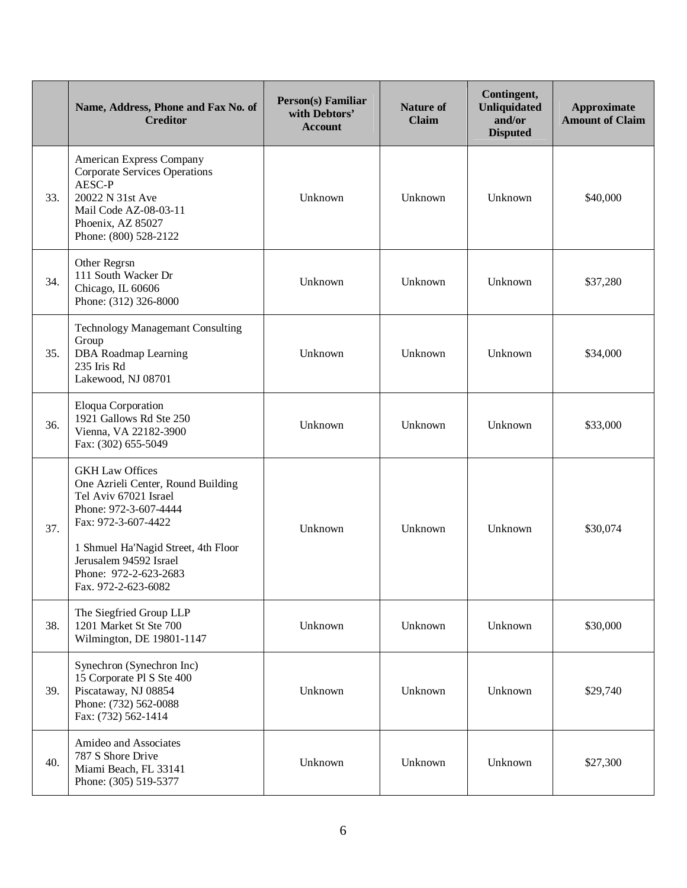| | Name, Address, Phone and Fax No. of Creditor | Person(s) Familiar with Debtors' Account | Nature of Claim | Contingent, Unliquidated and/or Disputed | Approximate Amount of Claim |
|---|---|---|---|---|---|
| 33. | American Express Company<br>Corporate Services Operations<br>AESC-P<br>20022 N 31st Ave<br>Mail Code AZ-08-03-11<br>Phoenix, AZ 85027<br>Phone: (800) 528-2122 | Unknown | Unknown | Unknown | $40,000 |
| 34. | Other Regrsn<br>111 South Wacker Dr<br>Chicago, IL 60606<br>Phone: (312) 326-8000 | Unknown | Unknown | Unknown | $37,280 |
| 35. | Technology Managemant Consulting Group<br>DBA Roadmap Learning<br>235 Iris Rd<br>Lakewood, NJ 08701 | Unknown | Unknown | Unknown | $34,000 |
| 36. | Eloqua Corporation<br>1921 Gallows Rd Ste 250<br>Vienna, VA 22182-3900<br>Fax: (302) 655-5049 | Unknown | Unknown | Unknown | $33,000 |
| 37. | GKH Law Offices<br>One Azrieli Center, Round Building<br>Tel Aviv 67021 Israel<br>Phone: 972-3-607-4444<br>Fax: 972-3-607-4422<br><br>1 Shmuel Ha'Nagid Street, 4th Floor<br>Jerusalem 94592 Israel<br>Phone: 972-2-623-2683<br>Fax. 972-2-623-6082 | Unknown | Unknown | Unknown | $30,074 |
| 38. | The Siegfried Group LLP<br>1201 Market St Ste 700<br>Wilmington, DE 19801-1147 | Unknown | Unknown | Unknown | $30,000 |
| 39. | Synechron (Synechron Inc)<br>15 Corporate Pl S Ste 400<br>Piscataway, NJ 08854<br>Phone: (732) 562-0088<br>Fax: (732) 562-1414 | Unknown | Unknown | Unknown | $29,740 |
| 40. | Amideo and Associates<br>787 S Shore Drive<br>Miami Beach, FL 33141<br>Phone: (305) 519-5377 | Unknown | Unknown | Unknown | $27,300 |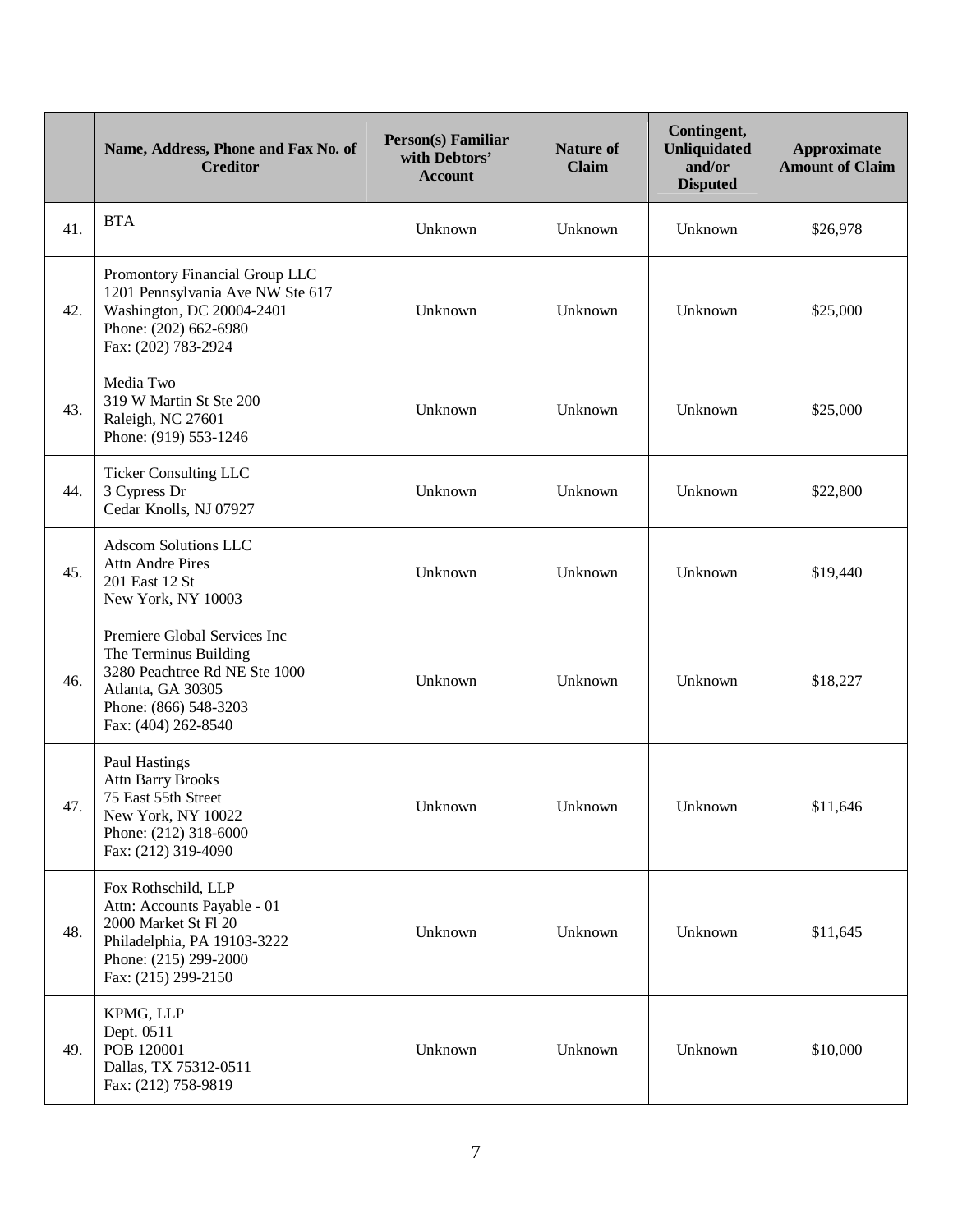| | Name, Address, Phone and Fax No. of Creditor | Person(s) Familiar with Debtors' Account | Nature of Claim | Contingent, Unliquidated and/or Disputed | Approximate Amount of Claim |
|---|---|---|---|---|---|
| 41. | BTA | Unknown | Unknown | Unknown | $26,978 |
| 42. | Promontory Financial Group LLC<br>1201 Pennsylvania Ave NW Ste 617<br>Washington, DC 20004-2401<br>Phone: (202) 662-6980<br>Fax: (202) 783-2924 | Unknown | Unknown | Unknown | $25,000 |
| 43. | Media Two<br>319 W Martin St Ste 200<br>Raleigh, NC 27601<br>Phone: (919) 553-1246 | Unknown | Unknown | Unknown | $25,000 |
| 44. | Ticker Consulting LLC<br>3 Cypress Dr<br>Cedar Knolls, NJ 07927 | Unknown | Unknown | Unknown | $22,800 |
| 45. | Adscom Solutions LLC<br>Attn Andre Pires<br>201 East 12 St<br>New York, NY 10003 | Unknown | Unknown | Unknown | $19,440 |
| 46. | Premiere Global Services Inc<br>The Terminus Building<br>3280 Peachtree Rd NE Ste 1000<br>Atlanta, GA 30305<br>Phone: (866) 548-3203<br>Fax: (404) 262-8540 | Unknown | Unknown | Unknown | $18,227 |
| 47. | Paul Hastings<br>Attn Barry Brooks<br>75 East 55th Street<br>New York, NY 10022<br>Phone: (212) 318-6000<br>Fax: (212) 319-4090 | Unknown | Unknown | Unknown | $11,646 |
| 48. | Fox Rothschild, LLP<br>Attn: Accounts Payable - 01<br>2000 Market St Fl 20<br>Philadelphia, PA 19103-3222<br>Phone: (215) 299-2000<br>Fax: (215) 299-2150 | Unknown | Unknown | Unknown | $11,645 |
| 49. | KPMG, LLP<br>Dept. 0511<br>POB 120001<br>Dallas, TX 75312-0511<br>Fax: (212) 758-9819 | Unknown | Unknown | Unknown | $10,000 |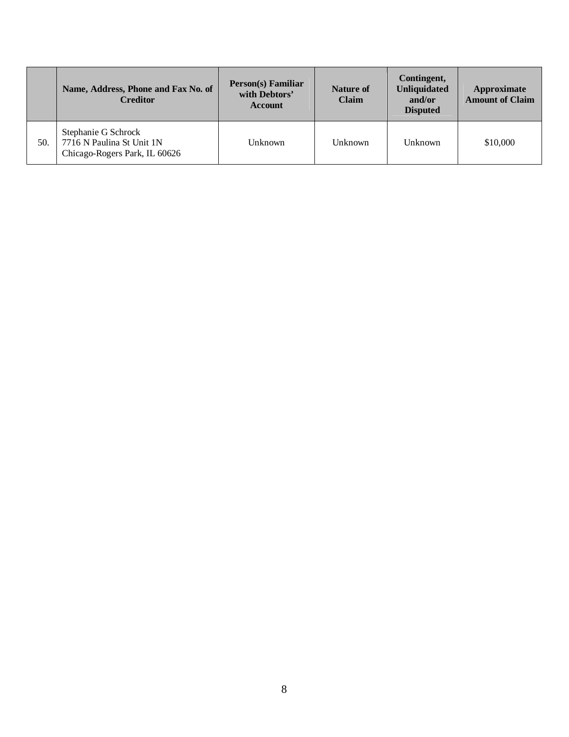| | Name, Address, Phone and Fax No. of Creditor | Person(s) Familiar with Debtors' Account | Nature of Claim | Contingent, Unliquidated and/or Disputed | Approximate Amount of Claim |
|---|---|---|---|---|---|
| 50. | Stephanie G Schrock<br>7716 N Paulina St Unit 1N<br>Chicago-Rogers Park, IL 60626 | Unknown | Unknown | Unknown | $10,000 |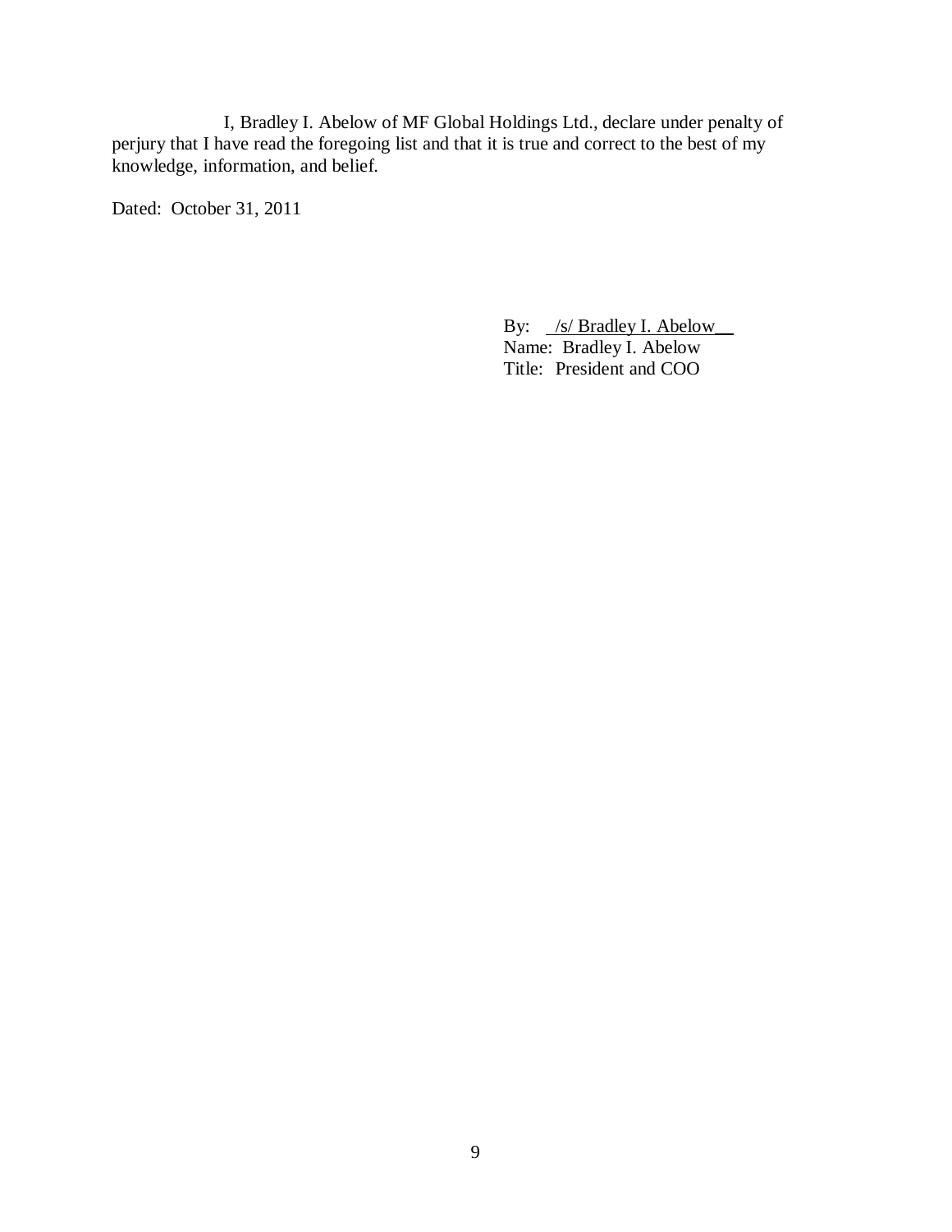I, Bradley I. Abelow of MF Global Holdings Ltd., declare under penalty of perjury that I have read the foregoing list and that it is true and correct to the best of my knowledge, information, and belief.

Dated: October 31, 2011

By: /s/ Bradley I. Abelow
Name: Bradley I. Abelow
Title: President and COO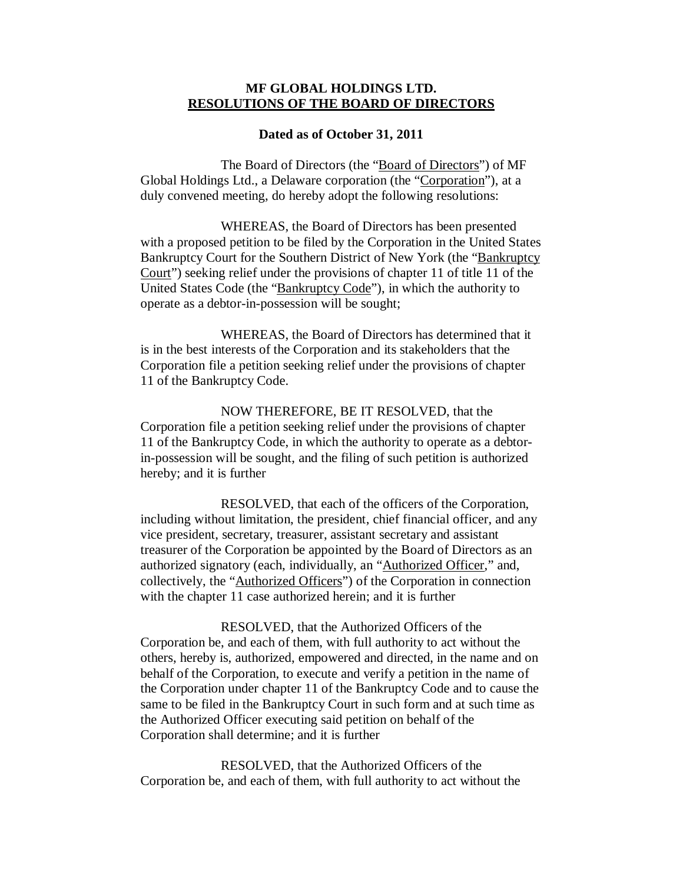**MF GLOBAL HOLDINGS LTD.**
**RESOLUTIONS OF THE BOARD OF DIRECTORS**

**Dated as of October 31, 2011**

The Board of Directors (the "Board of Directors") of MF Global Holdings Ltd., a Delaware corporation (the "Corporation"), at a duly convened meeting, do hereby adopt the following resolutions:

WHEREAS, the Board of Directors has been presented with a proposed petition to be filed by the Corporation in the United States Bankruptcy Court for the Southern District of New York (the "Bankruptcy Court") seeking relief under the provisions of chapter 11 of title 11 of the United States Code (the "Bankruptcy Code"), in which the authority to operate as a debtor-in-possession will be sought;

WHEREAS, the Board of Directors has determined that it is in the best interests of the Corporation and its stakeholders that the Corporation file a petition seeking relief under the provisions of chapter 11 of the Bankruptcy Code.

NOW THEREFORE, BE IT RESOLVED, that the Corporation file a petition seeking relief under the provisions of chapter 11 of the Bankruptcy Code, in which the authority to operate as a debtor-in-possession will be sought, and the filing of such petition is authorized hereby; and it is further

RESOLVED, that each of the officers of the Corporation, including without limitation, the president, chief financial officer, and any vice president, secretary, treasurer, assistant secretary and assistant treasurer of the Corporation be appointed by the Board of Directors as an authorized signatory (each, individually, an "Authorized Officer," and, collectively, the "Authorized Officers") of the Corporation in connection with the chapter 11 case authorized herein; and it is further

RESOLVED, that the Authorized Officers of the Corporation be, and each of them, with full authority to act without the others, hereby is, authorized, empowered and directed, in the name and on behalf of the Corporation, to execute and verify a petition in the name of the Corporation under chapter 11 of the Bankruptcy Code and to cause the same to be filed in the Bankruptcy Court in such form and at such time as the Authorized Officer executing said petition on behalf of the Corporation shall determine; and it is further

RESOLVED, that the Authorized Officers of the Corporation be, and each of them, with full authority to act without the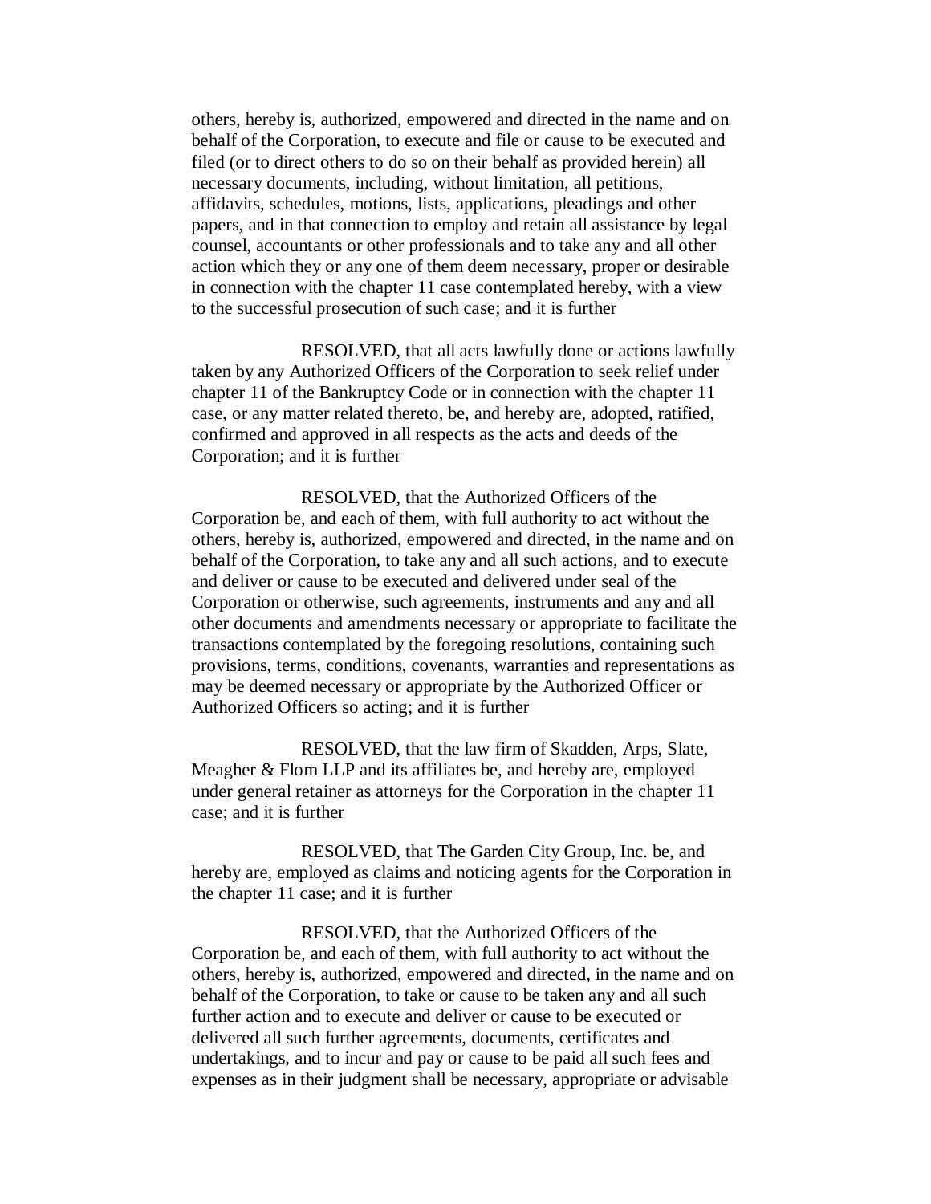others, hereby is, authorized, empowered and directed in the name and on behalf of the Corporation, to execute and file or cause to be executed and filed (or to direct others to do so on their behalf as provided herein) all necessary documents, including, without limitation, all petitions, affidavits, schedules, motions, lists, applications, pleadings and other papers, and in that connection to employ and retain all assistance by legal counsel, accountants or other professionals and to take any and all other action which they or any one of them deem necessary, proper or desirable in connection with the chapter 11 case contemplated hereby, with a view to the successful prosecution of such case; and it is further

RESOLVED, that all acts lawfully done or actions lawfully taken by any Authorized Officers of the Corporation to seek relief under chapter 11 of the Bankruptcy Code or in connection with the chapter 11 case, or any matter related thereto, be, and hereby are, adopted, ratified, confirmed and approved in all respects as the acts and deeds of the Corporation; and it is further

RESOLVED, that the Authorized Officers of the Corporation be, and each of them, with full authority to act without the others, hereby is, authorized, empowered and directed, in the name and on behalf of the Corporation, to take any and all such actions, and to execute and deliver or cause to be executed and delivered under seal of the Corporation or otherwise, such agreements, instruments and any and all other documents and amendments necessary or appropriate to facilitate the transactions contemplated by the foregoing resolutions, containing such provisions, terms, conditions, covenants, warranties and representations as may be deemed necessary or appropriate by the Authorized Officer or Authorized Officers so acting; and it is further

RESOLVED, that the law firm of Skadden, Arps, Slate, Meagher & Flom LLP and its affiliates be, and hereby are, employed under general retainer as attorneys for the Corporation in the chapter 11 case; and it is further

RESOLVED, that The Garden City Group, Inc. be, and hereby are, employed as claims and noticing agents for the Corporation in the chapter 11 case; and it is further

RESOLVED, that the Authorized Officers of the Corporation be, and each of them, with full authority to act without the others, hereby is, authorized, empowered and directed, in the name and on behalf of the Corporation, to take or cause to be taken any and all such further action and to execute and deliver or cause to be executed or delivered all such further agreements, documents, certificates and undertakings, and to incur and pay or cause to be paid all such fees and expenses as in their judgment shall be necessary, appropriate or advisable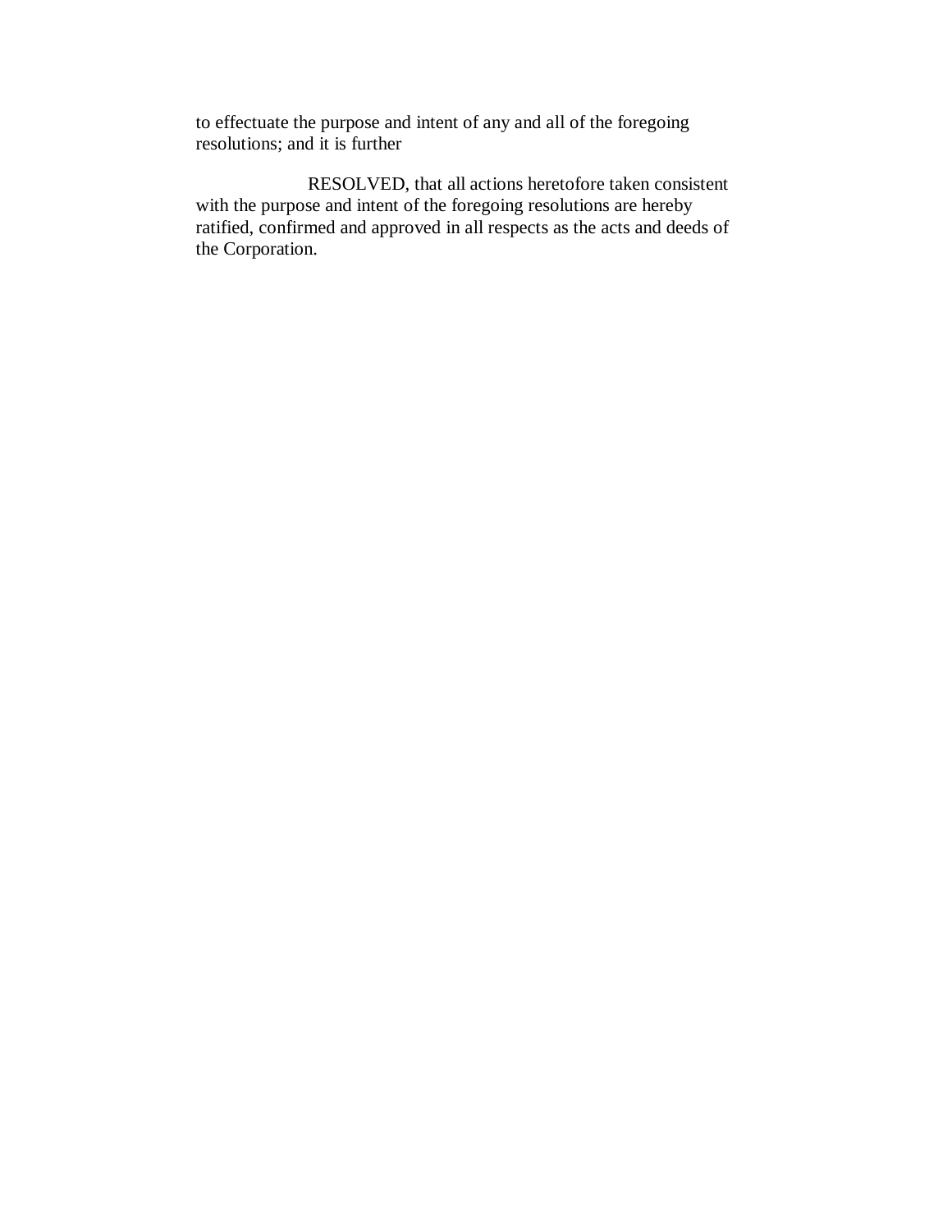to effectuate the purpose and intent of any and all of the foregoing resolutions; and it is further

RESOLVED, that all actions heretofore taken consistent with the purpose and intent of the foregoing resolutions are hereby ratified, confirmed and approved in all respects as the acts and deeds of the Corporation.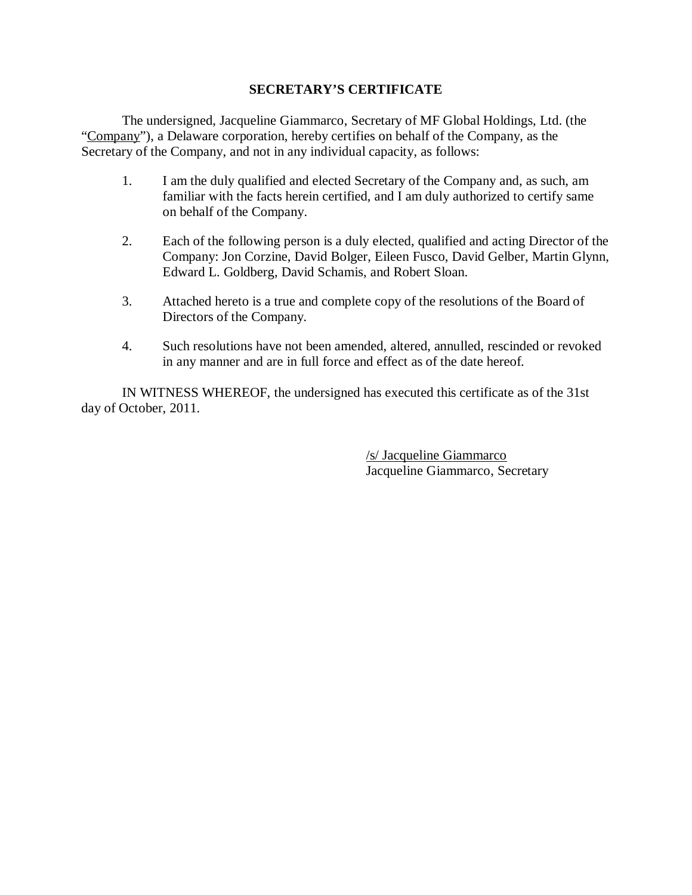**SECRETARY'S CERTIFICATE**

The undersigned, Jacqueline Giammarco, Secretary of MF Global Holdings, Ltd. (the "Company"), a Delaware corporation, hereby certifies on behalf of the Company, as the Secretary of the Company, and not in any individual capacity, as follows:

1. I am the duly qualified and elected Secretary of the Company and, as such, am familiar with the facts herein certified, and I am duly authorized to certify same on behalf of the Company.

2. Each of the following person is a duly elected, qualified and acting Director of the Company: Jon Corzine, David Bolger, Eileen Fusco, David Gelber, Martin Glynn, Edward L. Goldberg, David Schamis, and Robert Sloan.

3. Attached hereto is a true and complete copy of the resolutions of the Board of Directors of the Company.

4. Such resolutions have not been amended, altered, annulled, rescinded or revoked in any manner and are in full force and effect as of the date hereof.

IN WITNESS WHEREOF, the undersigned has executed this certificate as of the 31st day of October, 2011.

/s/ Jacqueline Giammarco
Jacqueline Giammarco, Secretary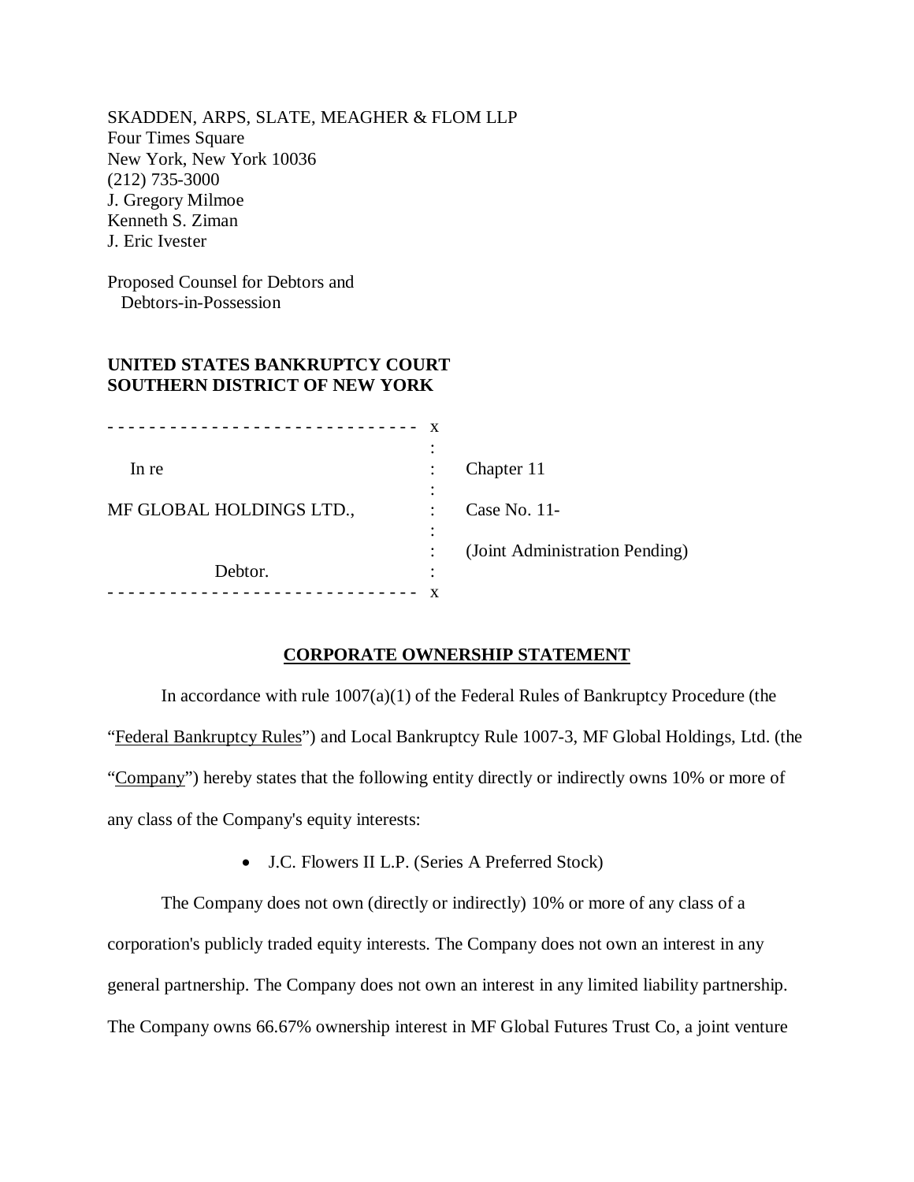SKADDEN, ARPS, SLATE, MEAGHER & FLOM LLP
Four Times Square
New York, New York 10036
(212) 735-3000
J. Gregory Milmoe
Kenneth S. Ziman
J. Eric Ivester

Proposed Counsel for Debtors and
Debtors-in-Possession

**UNITED STATES BANKRUPTCY COURT**
**SOUTHERN DISTRICT OF NEW YORK**

| | | |
|---|---|---|
| In re | : | Chapter 11 |
| MF GLOBAL HOLDINGS LTD., | : | Case No. 11- |
| | : | (Joint Administration Pending) |
| Debtor. | : | |

## CORPORATE OWNERSHIP STATEMENT

In accordance with rule 1007(a)(1) of the Federal Rules of Bankruptcy Procedure (the "Federal Bankruptcy Rules") and Local Bankruptcy Rule 1007-3, MF Global Holdings, Ltd. (the "Company") hereby states that the following entity directly or indirectly owns 10% or more of any class of the Company's equity interests:

- J.C. Flowers II L.P. (Series A Preferred Stock)

The Company does not own (directly or indirectly) 10% or more of any class of a corporation's publicly traded equity interests. The Company does not own an interest in any general partnership. The Company does not own an interest in any limited liability partnership. The Company owns 66.67% ownership interest in MF Global Futures Trust Co, a joint venture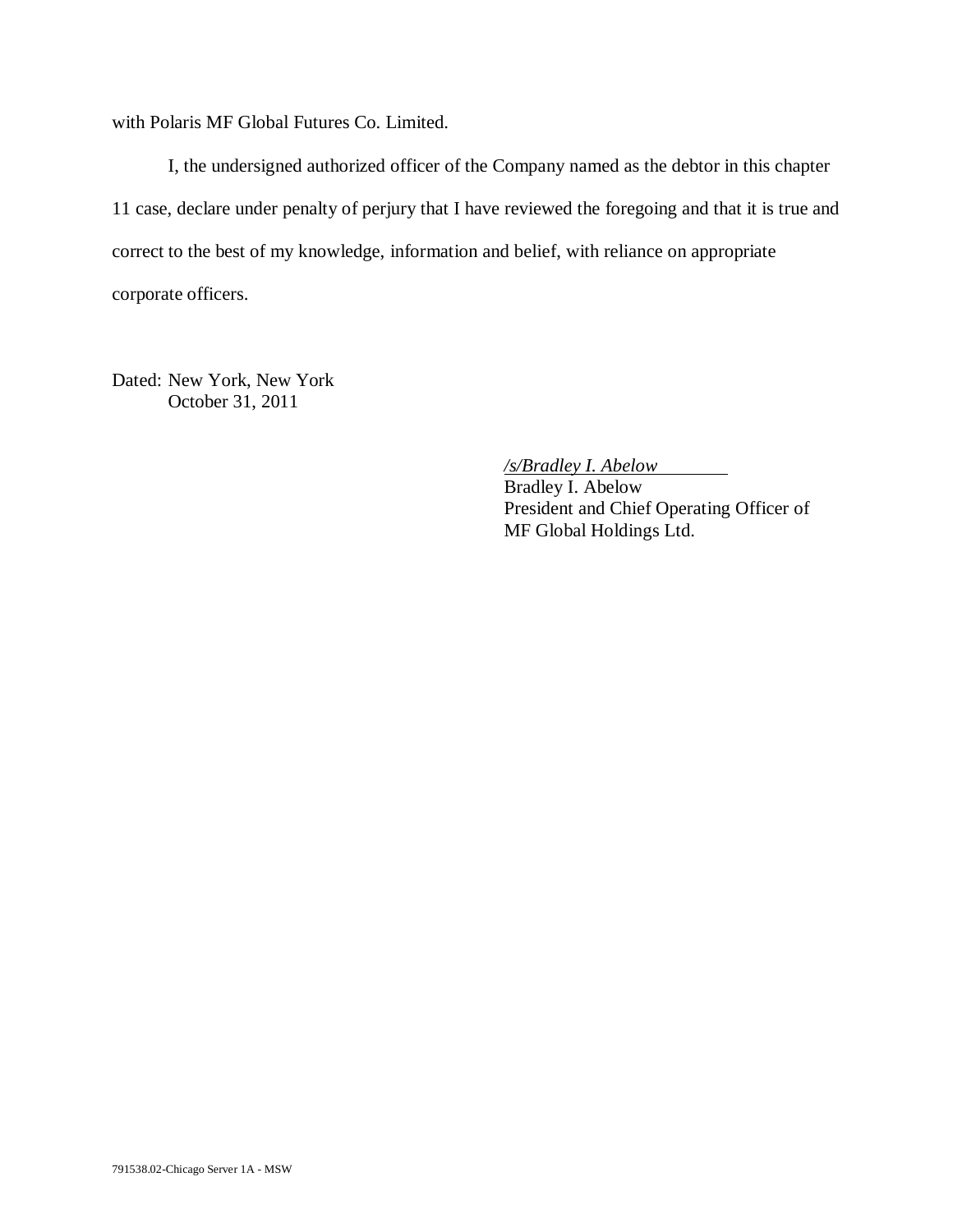with Polaris MF Global Futures Co. Limited.

I, the undersigned authorized officer of the Company named as the debtor in this chapter 11 case, declare under penalty of perjury that I have reviewed the foregoing and that it is true and correct to the best of my knowledge, information and belief, with reliance on appropriate corporate officers.

Dated: New York, New York
October 31, 2011

*/s/Bradley I. Abelow*
Bradley I. Abelow
President and Chief Operating Officer of
MF Global Holdings Ltd.

791538.02-Chicago Server 1A - MSW